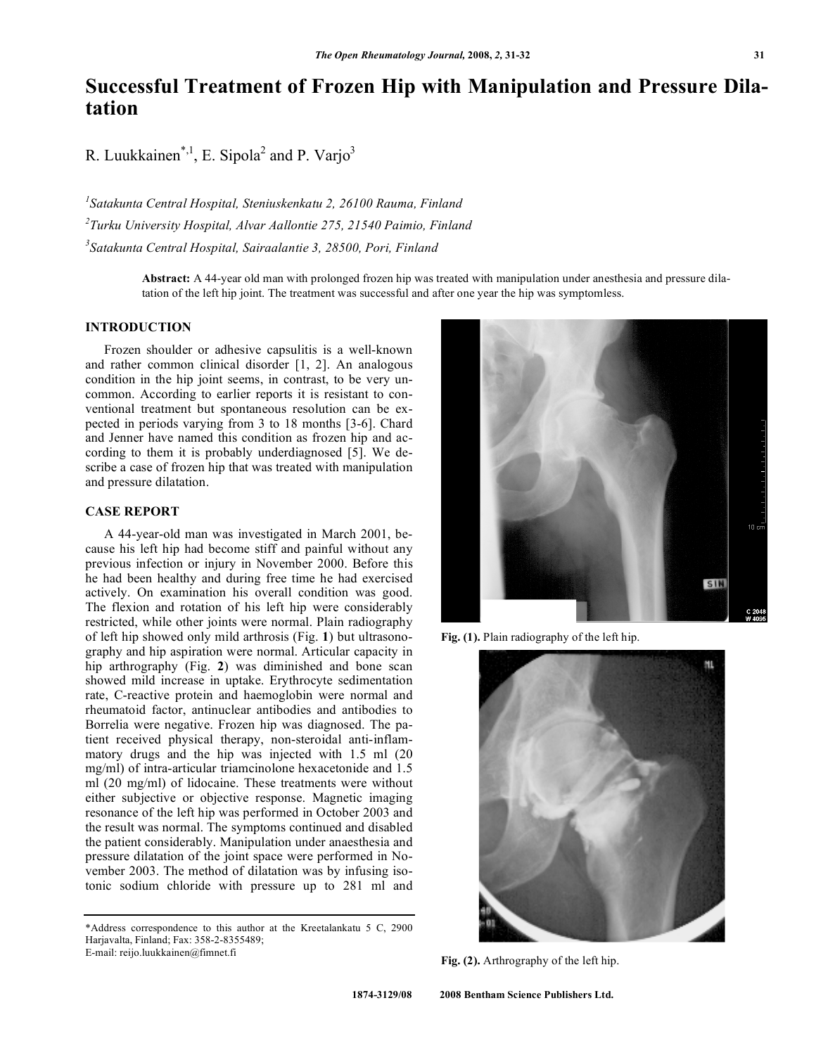# Successful Treatment of Frozen Hip with Manipulation and Pressure Dilatation

R. Luukkainen[*,1], E. Sipola[2] and P. Varjo[3]

[1]Satakunta Central Hospital, Steniuskenkatu 2, 26100 Rauma, Finland

[2]Turku University Hospital, Alvar Aallontie 275, 21540 Paimio, Finland

[3]Satakunta Central Hospital, Sairaalantie 3, 28500, Pori, Finland

**Abstract:** A 44-year old man with prolonged frozen hip was treated with manipulation under anesthesia and pressure dilatation of the left hip joint. The treatment was successful and after one year the hip was symptomless.

## INTRODUCTION

Frozen shoulder or adhesive capsulitis is a well-known and rather common clinical disorder [1, 2]. An analogous condition in the hip joint seems, in contrast, to be very uncommon. According to earlier reports it is resistant to conventional treatment but spontaneous resolution can be expected in periods varying from 3 to 18 months [3-6]. Chard and Jenner have named this condition as frozen hip and according to them it is probably underdiagnosed [5]. We describe a case of frozen hip that was treated with manipulation and pressure dilatation.

## CASE REPORT

A 44-year-old man was investigated in March 2001, because his left hip had become stiff and painful without any previous infection or injury in November 2000. Before this he had been healthy and during free time he had exercised actively. On examination his overall condition was good. The flexion and rotation of his left hip were considerably restricted, while other joints were normal. Plain radiography of left hip showed only mild arthrosis (Fig. **1**) but ultrasonography and hip aspiration were normal. Articular capacity in hip arthrography (Fig. **2**) was diminished and bone scan showed mild increase in uptake. Erythrocyte sedimentation rate, C-reactive protein and haemoglobin were normal and rheumatoid factor, antinuclear antibodies and antibodies to Borrelia were negative. Frozen hip was diagnosed. The patient received physical therapy, non-steroidal anti-inflammatory drugs and the hip was injected with 1.5 ml (20 mg/ml) of intra-articular triamcinolone hexacetonide and 1.5 ml (20 mg/ml) of lidocaine. These treatments were without either subjective or objective response. Magnetic imaging resonance of the left hip was performed in October 2003 and the result was normal. The symptoms continued and disabled the patient considerably. Manipulation under anaesthesia and pressure dilatation of the joint space were performed in November 2003. The method of dilatation was by infusing isotonic sodium chloride with pressure up to 281 ml and

Fig. (1). Plain radiography of the left hip.

Fig. (2). Arthrography of the left hip.

*Address correspondence to this author at the Kreetalankatu 5 C, 2900 Harjavalta, Finland; Fax: 358-2-8355489;
E-mail: reijo.luukkainen@fimnet.fi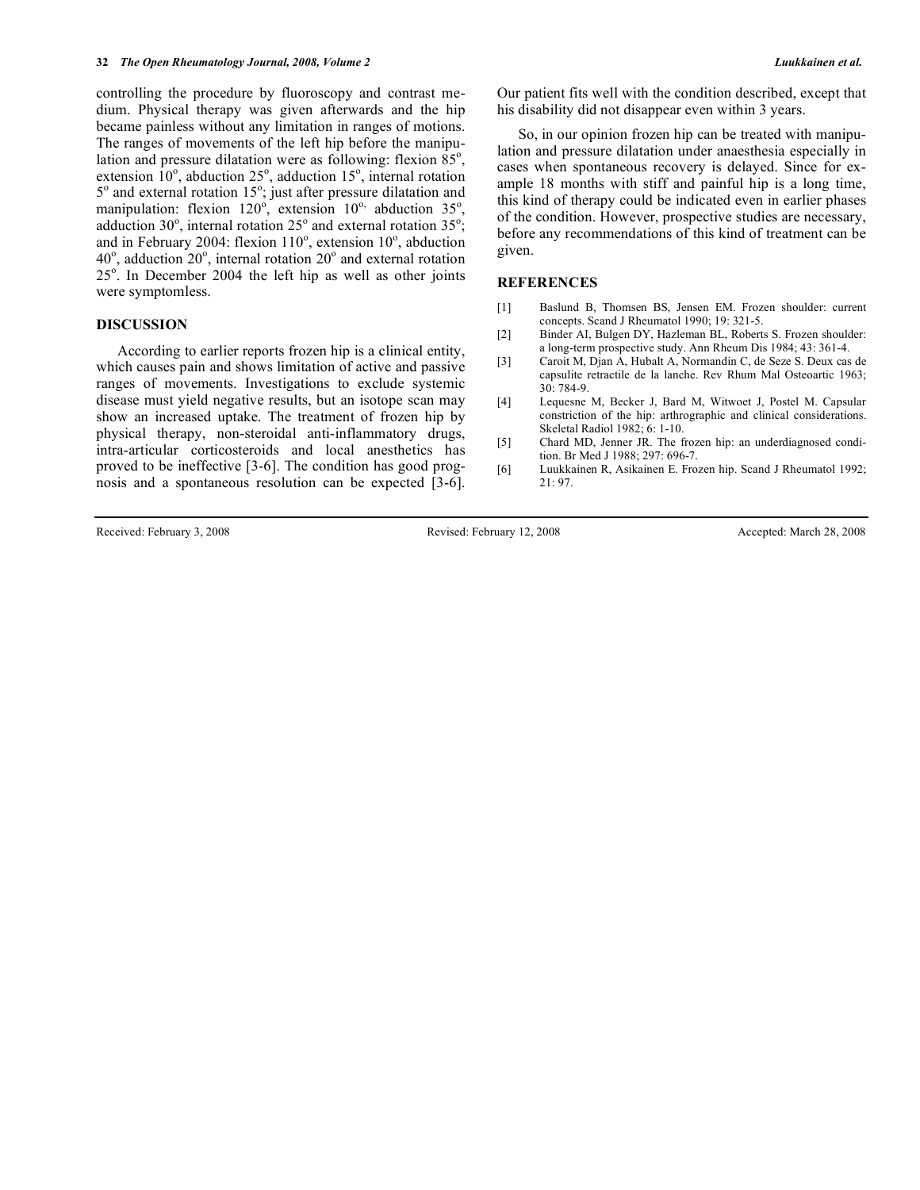controlling the procedure by fluoroscopy and contrast medium. Physical therapy was given afterwards and the hip became painless without any limitation in ranges of motions. The ranges of movements of the left hip before the manipulation and pressure dilatation were as following: flexion 85$^{o}$, extension 10$^{o}$, abduction 25$^{o}$, adduction 15$^{o}$, internal rotation 5$^{o}$ and external rotation 15$^{o}$; just after pressure dilatation and manipulation: flexion 120$^{o}$, extension 10$^{o,}$ abduction 35$^{o}$, adduction 30$^{o}$, internal rotation 25$^{o}$ and external rotation 35$^{o}$; and in February 2004: flexion 110$^{o}$, extension 10$^{o}$, abduction 40$^{o}$, adduction 20$^{o}$, internal rotation 20$^{o}$ and external rotation 25$^{o}$. In December 2004 the left hip as well as other joints were symptomless.

## DISCUSSION

According to earlier reports frozen hip is a clinical entity, which causes pain and shows limitation of active and passive ranges of movements. Investigations to exclude systemic disease must yield negative results, but an isotope scan may show an increased uptake. The treatment of frozen hip by physical therapy, non-steroidal anti-inflammatory drugs, intra-articular corticosteroids and local anesthetics has proved to be ineffective [3-6]. The condition has good prognosis and a spontaneous resolution can be expected [3-6]. Our patient fits well with the condition described, except that his disability did not disappear even within 3 years.

So, in our opinion frozen hip can be treated with manipulation and pressure dilatation under anaesthesia especially in cases when spontaneous recovery is delayed. Since for example 18 months with stiff and painful hip is a long time, this kind of therapy could be indicated even in earlier phases of the condition. However, prospective studies are necessary, before any recommendations of this kind of treatment can be given.

## REFERENCES

[1] Baslund B, Thomsen BS, Jensen EM. Frozen shoulder: current concepts. Scand J Rheumatol 1990; 19: 321-5.

[2] Binder AI, Bulgen DY, Hazleman BL, Roberts S. Frozen shoulder: a long-term prospective study. Ann Rheum Dis 1984; 43: 361-4.

[3] Caroit M, Djan A, Hubalt A, Normandin C, de Seze S. Deux cas de capsulite retractile de la lanche. Rev Rhum Mal Osteoartic 1963; 30: 784-9.

[4] Lequesne M, Becker J, Bard M, Witwoet J, Postel M. Capsular constriction of the hip: arthrographic and clinical considerations. Skeletal Radiol 1982; 6: 1-10.

[5] Chard MD, Jenner JR. The frozen hip: an underdiagnosed condition. Br Med J 1988; 297: 696-7.

[6] Luukkainen R, Asikainen E. Frozen hip. Scand J Rheumatol 1992; 21: 97.

Received: February 3, 2008 Revised: February 12, 2008 Accepted: March 28, 2008